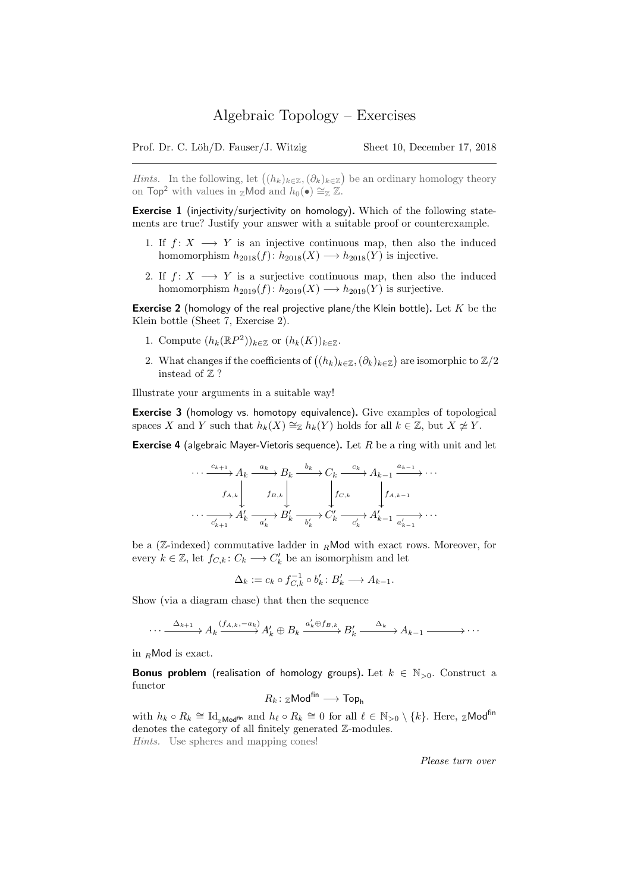# Algebraic Topology – Exercises

Prof. Dr. C. Löh/D. Fauser/J. Witzig  Sheet 10, December 17, 2018

---

*Hints.* In the following, let $\big((h_k)_{k\in\mathbb{Z}}, (\partial_k)_{k\in\mathbb{Z}}\big)$ be an ordinary homology theory on $\mathsf{Top}^2$ with values in ${}_{\mathbb{Z}}\mathsf{Mod}$ and $h_0(\bullet) \cong_{\mathbb{Z}} \mathbb{Z}$.

**Exercise 1** (injectivity/surjectivity on homology)**.** Which of the following statements are true? Justify your answer with a suitable proof or counterexample.

1. If $f\colon X \longrightarrow Y$ is an injective continuous map, then also the induced homomorphism $h_{2018}(f)\colon h_{2018}(X) \longrightarrow h_{2018}(Y)$ is injective.
2. If $f\colon X \longrightarrow Y$ is a surjective continuous map, then also the induced homomorphism $h_{2019}(f)\colon h_{2019}(X) \longrightarrow h_{2019}(Y)$ is surjective.

**Exercise 2** (homology of the real projective plane/the Klein bottle)**.** Let $K$ be the Klein bottle (Sheet 7, Exercise 2).

1. Compute $(h_k(\mathbb{R}P^2))_{k\in\mathbb{Z}}$ or $(h_k(K))_{k\in\mathbb{Z}}$.
2. What changes if the coefficients of $\big((h_k)_{k\in\mathbb{Z}}, (\partial_k)_{k\in\mathbb{Z}}\big)$ are isomorphic to $\mathbb{Z}/2$ instead of $\mathbb{Z}$ ?

Illustrate your arguments in a suitable way!

**Exercise 3** (homology vs. homotopy equivalence)**.** Give examples of topological spaces $X$ and $Y$ such that $h_k(X) \cong_{\mathbb{Z}} h_k(Y)$ holds for all $k \in \mathbb{Z}$, but $X \not\simeq Y$.

**Exercise 4** (algebraic Mayer-Vietoris sequence)**.** Let $R$ be a ring with unit and let

$$\begin{array}{ccccccccccc}
\cdots & \xrightarrow{c_{k+1}} & A_k & \xrightarrow{a_k} & B_k & \xrightarrow{b_k} & C_k & \xrightarrow{c_k} & A_{k-1} & \xrightarrow{a_{k-1}} & \cdots \\
 & & \downarrow{\scriptstyle f_{A,k}} & & \downarrow{\scriptstyle f_{B,k}} & & \downarrow{\scriptstyle f_{C,k}} & & \downarrow{\scriptstyle f_{A,k-1}} & & \\
\cdots & \xrightarrow[c'_{k+1}]{} & A'_k & \xrightarrow[a'_k]{} & B'_k & \xrightarrow[b'_k]{} & C'_k & \xrightarrow[c'_k]{} & A'_{k-1} & \xrightarrow[a'_{k-1}]{} & \cdots
\end{array}$$

be a ($\mathbb{Z}$-indexed) commutative ladder in ${}_R\mathsf{Mod}$ with exact rows. Moreover, for every $k \in \mathbb{Z}$, let $f_{C,k}\colon C_k \longrightarrow C'_k$ be an isomorphism and let

$$\Delta_k := c_k \circ f_{C,k}^{-1} \circ b'_k \colon B'_k \longrightarrow A_{k-1}.$$

Show (via a diagram chase) that then the sequence

$$\cdots \xrightarrow{\Delta_{k+1}} A_k \xrightarrow{(f_{A,k},-a_k)} A'_k \oplus B_k \xrightarrow{a'_k \oplus f_{B,k}} B'_k \xrightarrow{\Delta_k} A_{k-1} \longrightarrow \cdots$$

in ${}_R\mathsf{Mod}$ is exact.

**Bonus problem** (realisation of homology groups)**.** Let $k \in \mathbb{N}_{>0}$. Construct a functor

$$R_k\colon {}_{\mathbb{Z}}\mathsf{Mod}^{\mathsf{fin}} \longrightarrow \mathsf{Top_h}$$

with $h_k \circ R_k \cong \mathrm{Id}_{{}_{\mathbb{Z}}\mathsf{Mod}^{\mathsf{fin}}}$ and $h_\ell \circ R_k \cong 0$ for all $\ell \in \mathbb{N}_{>0} \setminus \{k\}$. Here, ${}_{\mathbb{Z}}\mathsf{Mod}^{\mathsf{fin}}$ denotes the category of all finitely generated $\mathbb{Z}$-modules.
*Hints.* Use spheres and mapping cones!

*Please turn over*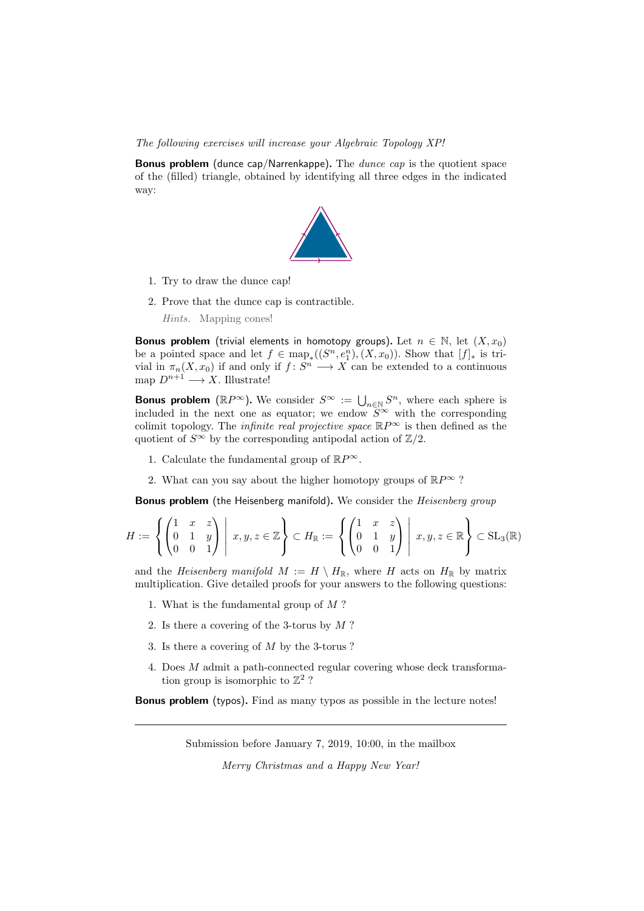*The following exercises will increase your Algebraic Topology XP!*

**Bonus problem** (dunce cap/Narrenkappe)**.** The *dunce cap* is the quotient space of the (filled) triangle, obtained by identifying all three edges in the indicated way:

1. Try to draw the dunce cap!
2. Prove that the dunce cap is contractible.

   *Hints.* Mapping cones!

**Bonus problem** (trivial elements in homotopy groups)**.** Let $n \in \mathbb{N}$, let $(X, x_0)$ be a pointed space and let $f \in \operatorname{map}_*((S^n, e_1^n), (X, x_0))$. Show that $[f]_*$ is trivial in $\pi_n(X, x_0)$ if and only if $f \colon S^n \longrightarrow X$ can be extended to a continuous map $D^{n+1} \longrightarrow X$. Illustrate!

**Bonus problem** ($\mathbb{R}P^\infty$)**.** We consider $S^\infty := \bigcup_{n \in \mathbb{N}} S^n$, where each sphere is included in the next one as equator; we endow $S^\infty$ with the corresponding colimit topology. The *infinite real projective space* $\mathbb{R}P^\infty$ is then defined as the quotient of $S^\infty$ by the corresponding antipodal action of $\mathbb{Z}/2$.

1. Calculate the fundamental group of $\mathbb{R}P^\infty$.
2. What can you say about the higher homotopy groups of $\mathbb{R}P^\infty$ ?

**Bonus problem** (the Heisenberg manifold)**.** We consider the *Heisenberg group*

$$H := \left\{ \begin{pmatrix} 1 & x & z \\ 0 & 1 & y \\ 0 & 0 & 1 \end{pmatrix} \;\middle|\; x, y, z \in \mathbb{Z} \right\} \subset H_\mathbb{R} := \left\{ \begin{pmatrix} 1 & x & z \\ 0 & 1 & y \\ 0 & 0 & 1 \end{pmatrix} \;\middle|\; x, y, z \in \mathbb{R} \right\} \subset \mathrm{SL}_3(\mathbb{R})$$

and the *Heisenberg manifold* $M := H \setminus H_\mathbb{R}$, where $H$ acts on $H_\mathbb{R}$ by matrix multiplication. Give detailed proofs for your answers to the following questions:

1. What is the fundamental group of $M$ ?
2. Is there a covering of the 3-torus by $M$ ?
3. Is there a covering of $M$ by the 3-torus ?
4. Does $M$ admit a path-connected regular covering whose deck transformation group is isomorphic to $\mathbb{Z}^2$ ?

**Bonus problem** (typos)**.** Find as many typos as possible in the lecture notes!

---

Submission before January 7, 2019, 10:00, in the mailbox

*Merry Christmas and a Happy New Year!*